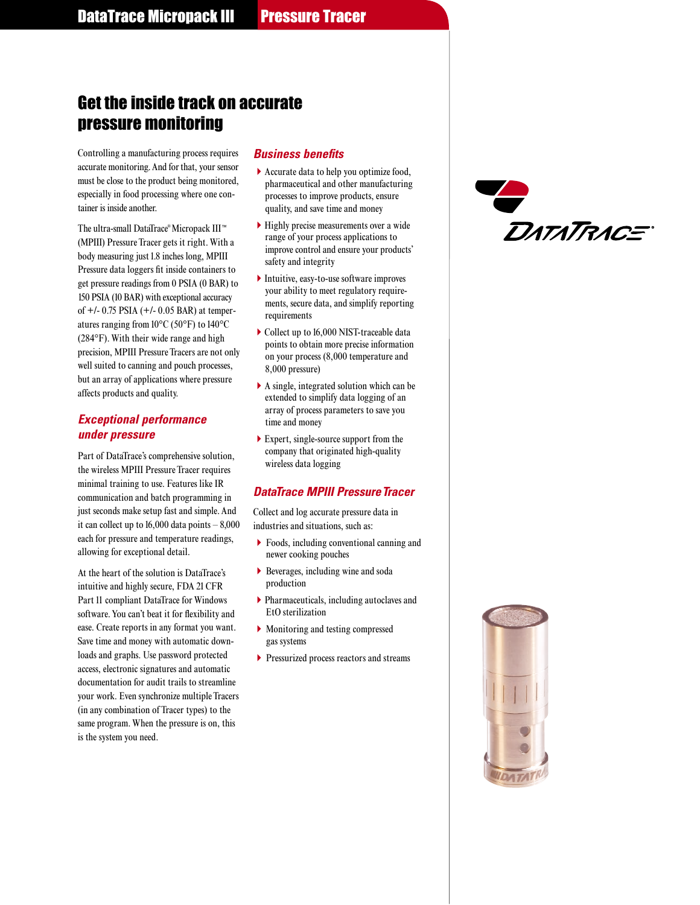DataTrace Micropack III **Pressure Tracer**

# Get the inside track on accurate pressure monitoring

Controlling a manufacturing process requires accurate monitoring. And for that, your sensor must be close to the product being monitored, especially in food processing where one container is inside another.

The ultra-small DataTrace® Micropack III™ (MPIII) Pressure Tracer gets it right. With a body measuring just 1.8 inches long, MPIII Pressure data loggers fit inside containers to get pressure readings from 0 PSIA (0 BAR) to 150 PSIA (10 BAR) with exceptional accuracy of +/- 0.75 PSIA (+/- 0.05 BAR) at temperatures ranging from 10°C (50°F) to 140°C (284°F). With their wide range and high precision, MPIII Pressure Tracers are not only well suited to canning and pouch processes, but an array of applications where pressure affects products and quality.

## *Exceptional performance under pressure*

Part of DataTrace's comprehensive solution, the wireless MPIII Pressure Tracer requires minimal training to use. Features like IR communication and batch programming in just seconds make setup fast and simple. And it can collect up to 16,000 data points – 8,000 each for pressure and temperature readings, allowing for exceptional detail.

At the heart of the solution is DataTrace's intuitive and highly secure, FDA 21 CFR Part 11 compliant DataTrace for Windows software. You can't beat it for flexibility and ease. Create reports in any format you want. Save time and money with automatic downloads and graphs. Use password protected access, electronic signatures and automatic documentation for audit trails to streamline your work. Even synchronize multiple Tracers (in any combination of Tracer types) to the same program. When the pressure is on, this is the system you need.

## *Business benefits*

- Accurate data to help you optimize food, pharmaceutical and other manufacturing processes to improve products, ensure quality, and save time and money
- Highly precise measurements over a wide range of your process applications to improve control and ensure your products' safety and integrity
- Intuitive, easy-to-use software improves your ability to meet regulatory requirements, secure data, and simplify reporting requirements
- Collect up to 16,000 NIST-traceable data points to obtain more precise information on your process (8,000 temperature and 8,000 pressure)
- A single, integrated solution which can be extended to simplify data logging of an array of process parameters to save you time and money
- Expert, single-source support from the company that originated high-quality wireless data logging

## *DataTrace MPIII Pressure Tracer*

Collect and log accurate pressure data in industries and situations, such as:

- Foods, including conventional canning and newer cooking pouches
- Beverages, including wine and soda production
- Pharmaceuticals, including autoclaves and EtO sterilization
- Monitoring and testing compressed gas systems
- Pressurized process reactors and streams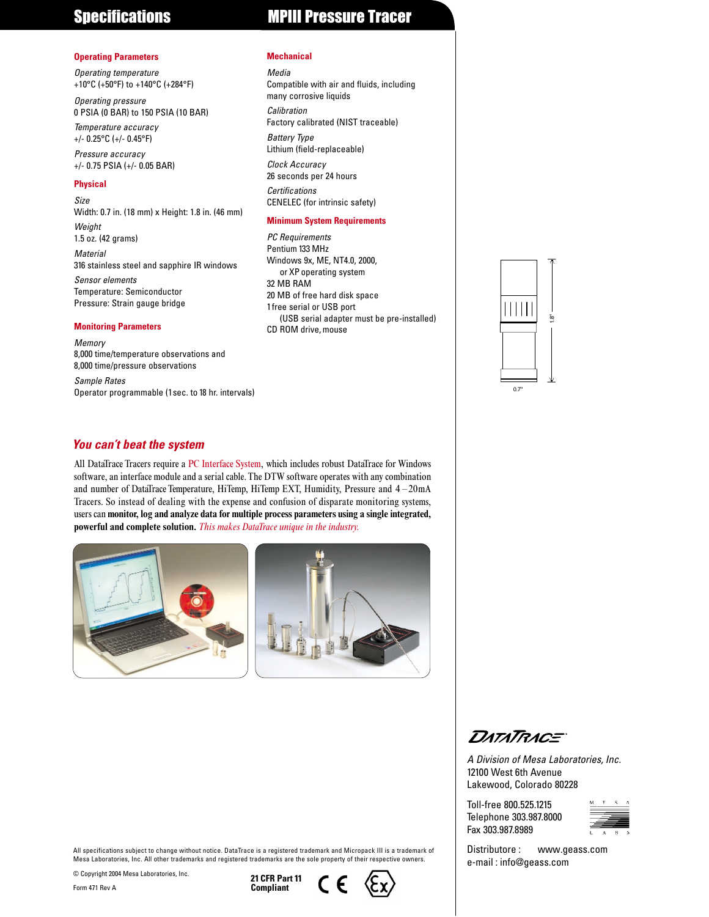# Specifications

# MPIII Pressure Tracer

## Operating Parameters

*Operating temperature*
+10°C (+50°F) to +140°C (+284°F)

*Operating pressure*
0 PSIA (0 BAR) to 150 PSIA (10 BAR)

*Temperature accuracy*
+/- 0.25°C (+/- 0.45°F)

*Pressure accuracy*
+/- 0.75 PSIA (+/- 0.05 BAR)

## Physical

*Size*
Width: 0.7 in. (18 mm) x Height: 1.8 in. (46 mm)

*Weight*
1.5 oz. (42 grams)

*Material*
316 stainless steel and sapphire IR windows

*Sensor elements*
Temperature: Semiconductor
Pressure: Strain gauge bridge

## Monitoring Parameters

*Memory*
8,000 time/temperature observations and
8,000 time/pressure observations

*Sample Rates*
Operator programmable (1 sec. to 18 hr. intervals)

## Mechanical

*Media*
Compatible with air and fluids, including many corrosive liquids

*Calibration*
Factory calibrated (NIST traceable)

*Battery Type*
Lithium (field-replaceable)

*Clock Accuracy*
26 seconds per 24 hours

*Certifications*
CENELEC (for intrinsic safety)

## Minimum System Requirements

*PC Requirements*
Pentium 133 MHz
Windows 9x, ME, NT4.0, 2000, or XP operating system
32 MB RAM
20 MB of free hard disk space
1 free serial or USB port
(USB serial adapter must be pre-installed)
CD ROM drive, mouse

1.8"
0.7"

## *You can't beat the system*

All DataTrace Tracers require a PC Interface System, which includes robust DataTrace for Windows software, an interface module and a serial cable. The DTW software operates with any combination and number of DataTrace Temperature, HiTemp, HiTemp EXT, Humidity, Pressure and 4 – 20mA Tracers. So instead of dealing with the expense and confusion of disparate monitoring systems, users can **monitor, log and analyze data for multiple process parameters using a single integrated, powerful and complete solution.** *This makes DataTrace unique in the industry.*

All specifications subject to change without notice. DataTrace is a registered trademark and Micropack III is a trademark of Mesa Laboratories, Inc. All other trademarks and registered trademarks are the sole property of their respective owners.

© Copyright 2004 Mesa Laboratories, Inc.

Form 471 Rev A

**21 CFR Part 11 Compliant**

DATATRACE

*A Division of Mesa Laboratories, Inc.*
12100 West 6th Avenue
Lakewood, Colorado 80228

Toll-free 800.525.1215
Telephone 303.987.8000
Fax 303.987.8989

MESA LABS

Distributore : www.geass.com
e-mail : info@geass.com